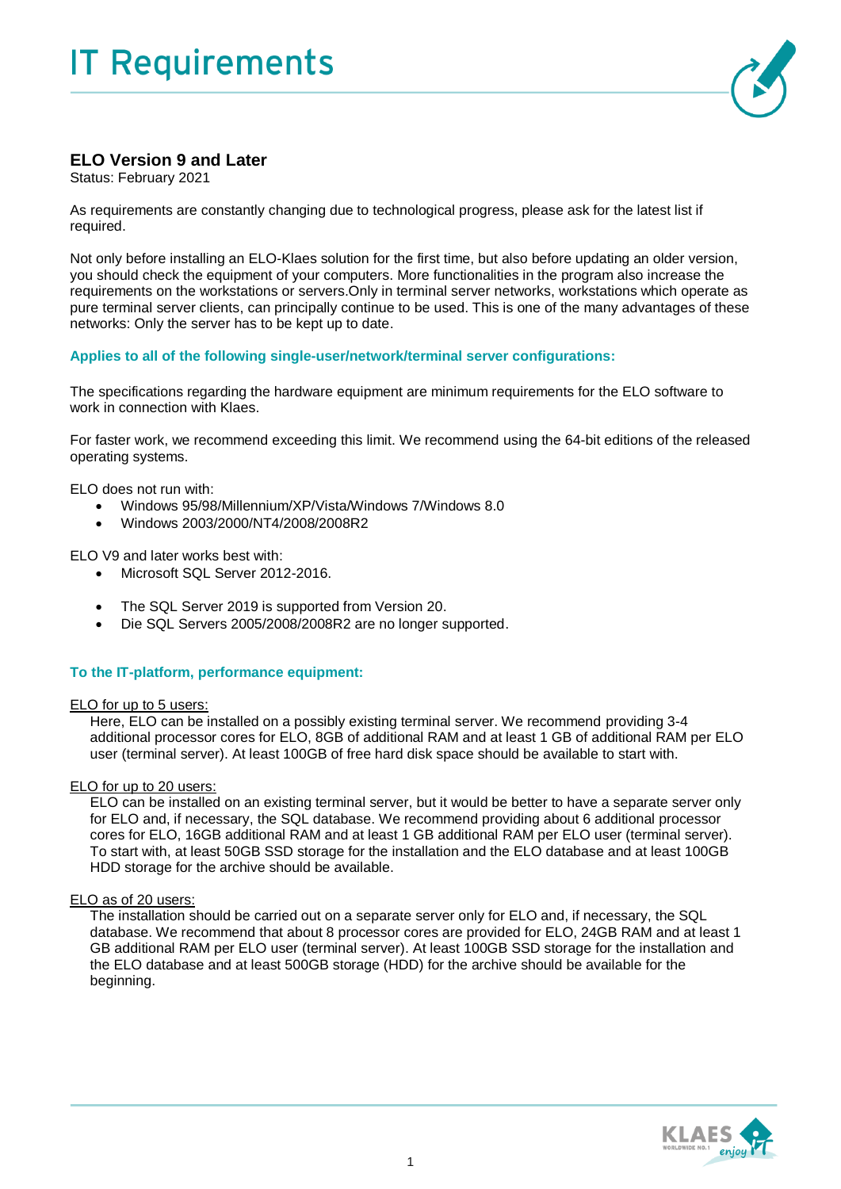# IT Requirements

## ELO Version 9 and Later

Status: February 2021

As requirements are constantly changing due to technological progress, please ask for the latest list if required.

Not only before installing an ELO-Klaes solution for the first time, but also before updating an older version, you should check the equipment of your computers. More functionalities in the program also increase the requirements on the workstations or servers.Only in terminal server networks, workstations which operate as pure terminal server clients, can principally continue to be used. This is one of the many advantages of these networks: Only the server has to be kept up to date.

### Applies to all of the following single-user/network/terminal server configurations:

The specifications regarding the hardware equipment are minimum requirements for the ELO software to work in connection with Klaes.

For faster work, we recommend exceeding this limit. We recommend using the 64-bit editions of the released operating systems.

ELO does not run with:

- Windows 95/98/Millennium/XP/Vista/Windows 7/Windows 8.0
- Windows 2003/2000/NT4/2008/2008R2

ELO V9 and later works best with:

- Microsoft SQL Server 2012-2016.
- The SQL Server 2019 is supported from Version 20.
- Die SQL Servers 2005/2008/2008R2 are no longer supported.

### To the IT-platform, performance equipment:

<u>ELO for up to 5 users:</u>

Here, ELO can be installed on a possibly existing terminal server. We recommend providing 3-4 additional processor cores for ELO, 8GB of additional RAM and at least 1 GB of additional RAM per ELO user (terminal server). At least 100GB of free hard disk space should be available to start with.

<u>ELO for up to 20 users:</u>

ELO can be installed on an existing terminal server, but it would be better to have a separate server only for ELO and, if necessary, the SQL database. We recommend providing about 6 additional processor cores for ELO, 16GB additional RAM and at least 1 GB additional RAM per ELO user (terminal server). To start with, at least 50GB SSD storage for the installation and the ELO database and at least 100GB HDD storage for the archive should be available.

<u>ELO as of 20 users:</u>

The installation should be carried out on a separate server only for ELO and, if necessary, the SQL database. We recommend that about 8 processor cores are provided for ELO, 24GB RAM and at least 1 GB additional RAM per ELO user (terminal server). At least 100GB SSD storage for the installation and the ELO database and at least 500GB storage (HDD) for the archive should be available for the beginning.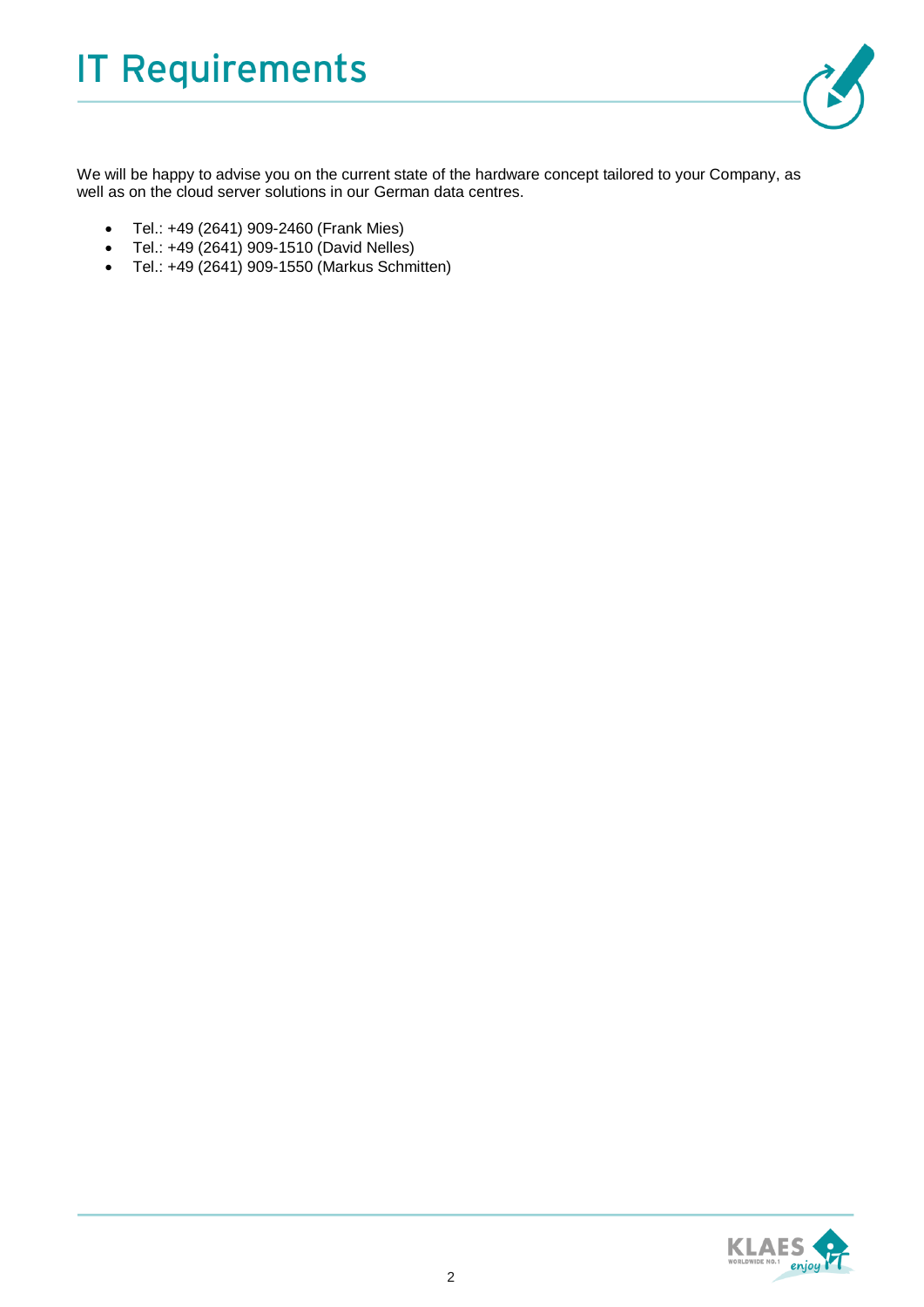# IT Requirements

We will be happy to advise you on the current state of the hardware concept tailored to your Company, as well as on the cloud server solutions in our German data centres.

- Tel.: +49 (2641) 909-2460 (Frank Mies)
- Tel.: +49 (2641) 909-1510 (David Nelles)
- Tel.: +49 (2641) 909-1550 (Markus Schmitten)